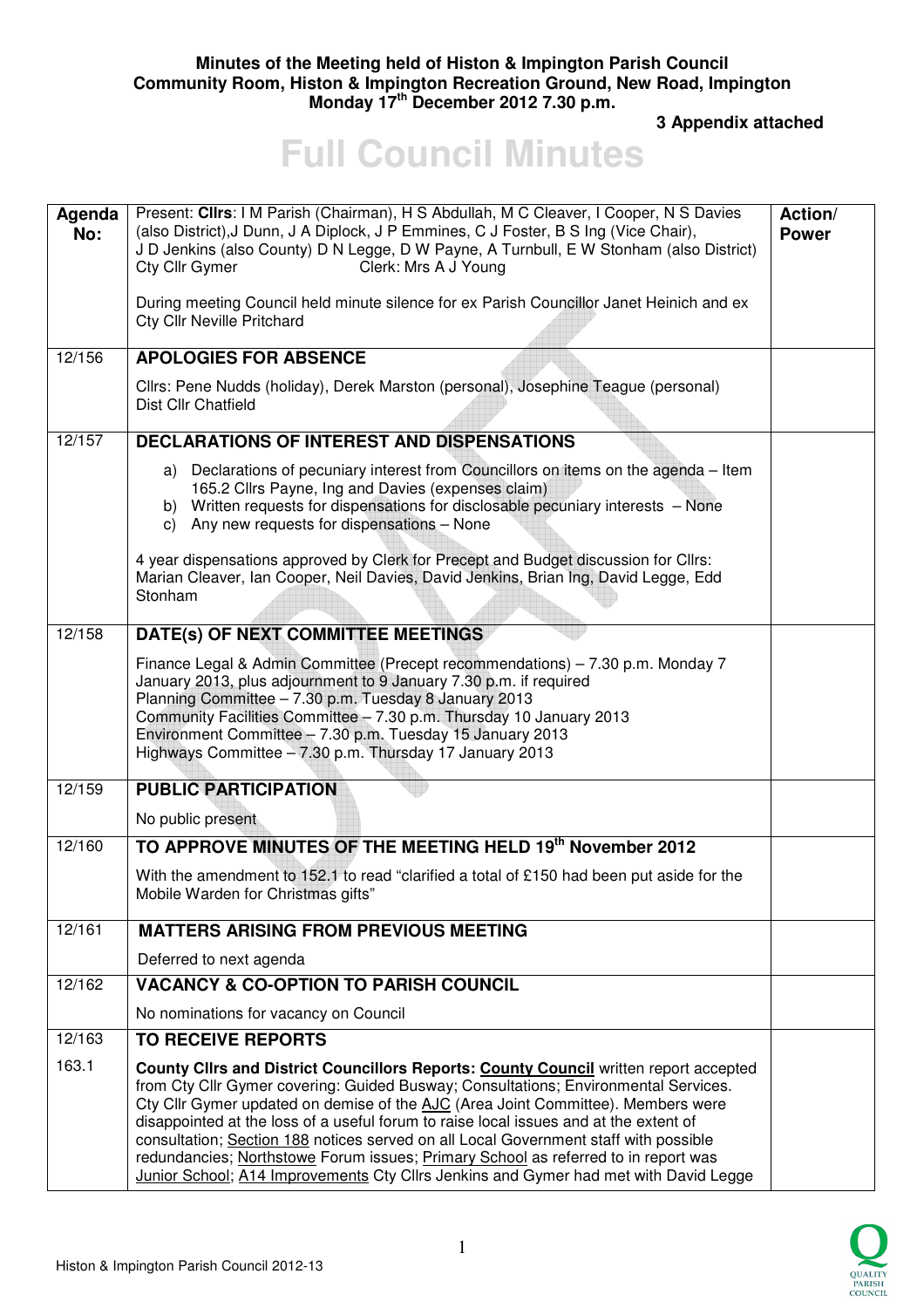**Minutes of the Meeting held of Histon & Impington Parish Council**
**Community Room, Histon & Impington Recreation Ground, New Road, Impington**
**Monday 17th December 2012 7.30 p.m.**

**3 Appendix attached**

# Full Council Minutes

| Agenda No: | Present: **Cllrs**: I M Parish (Chairman), H S Abdullah, M C Cleaver, I Cooper, N S Davies (also District),J Dunn, J A Diplock, J P Emmines, C J Foster, B S Ing (Vice Chair), J D Jenkins (also County) D N Legge, D W Payne, A Turnbull, E W Stonham (also District) Cty Cllr Gymer Clerk: Mrs A J Young<br><br>During meeting Council held minute silence for ex Parish Councillor Janet Heinich and ex Cty Cllr Neville Pritchard | Action/ Power |
|---|---|---|
| 12/156 | **APOLOGIES FOR ABSENCE**<br><br>Cllrs: Pene Nudds (holiday), Derek Marston (personal), Josephine Teague (personal) Dist Cllr Chatfield | |
| 12/157 | **DECLARATIONS OF INTEREST AND DISPENSATIONS**<br><br>a) Declarations of pecuniary interest from Councillors on items on the agenda – Item 165.2 Cllrs Payne, Ing and Davies (expenses claim)<br>b) Written requests for dispensations for disclosable pecuniary interests – None<br>c) Any new requests for dispensations – None<br><br>4 year dispensations approved by Clerk for Precept and Budget discussion for Cllrs: Marian Cleaver, Ian Cooper, Neil Davies, David Jenkins, Brian Ing, David Legge, Edd Stonham | |
| 12/158 | **DATE(s) OF NEXT COMMITTEE MEETINGS**<br><br>Finance Legal & Admin Committee (Precept recommendations) – 7.30 p.m. Monday 7 January 2013, plus adjournment to 9 January 7.30 p.m. if required<br>Planning Committee – 7.30 p.m. Tuesday 8 January 2013<br>Community Facilities Committee – 7.30 p.m. Thursday 10 January 2013<br>Environment Committee – 7.30 p.m. Tuesday 15 January 2013<br>Highways Committee – 7.30 p.m. Thursday 17 January 2013 | |
| 12/159 | **PUBLIC PARTICIPATION**<br><br>No public present | |
| 12/160 | **TO APPROVE MINUTES OF THE MEETING HELD 19th November 2012**<br><br>With the amendment to 152.1 to read "clarified a total of £150 had been put aside for the Mobile Warden for Christmas gifts" | |
| 12/161 | **MATTERS ARISING FROM PREVIOUS MEETING**<br><br>Deferred to next agenda | |
| 12/162 | **VACANCY & CO-OPTION TO PARISH COUNCIL**<br><br>No nominations for vacancy on Council | |
| 12/163 | **TO RECEIVE REPORTS** | |
| 163.1 | **County Cllrs and District Councillors Reports: County Council** written report accepted from Cty Cllr Gymer covering: Guided Busway; Consultations; Environmental Services. Cty Cllr Gymer updated on demise of the AJC (Area Joint Committee). Members were disappointed at the loss of a useful forum to raise local issues and at the extent of consultation; Section 188 notices served on all Local Government staff with possible redundancies; Northstowe Forum issues; Primary School as referred to in report was Junior School; A14 Improvements Cty Cllrs Jenkins and Gymer had met with David Legge | |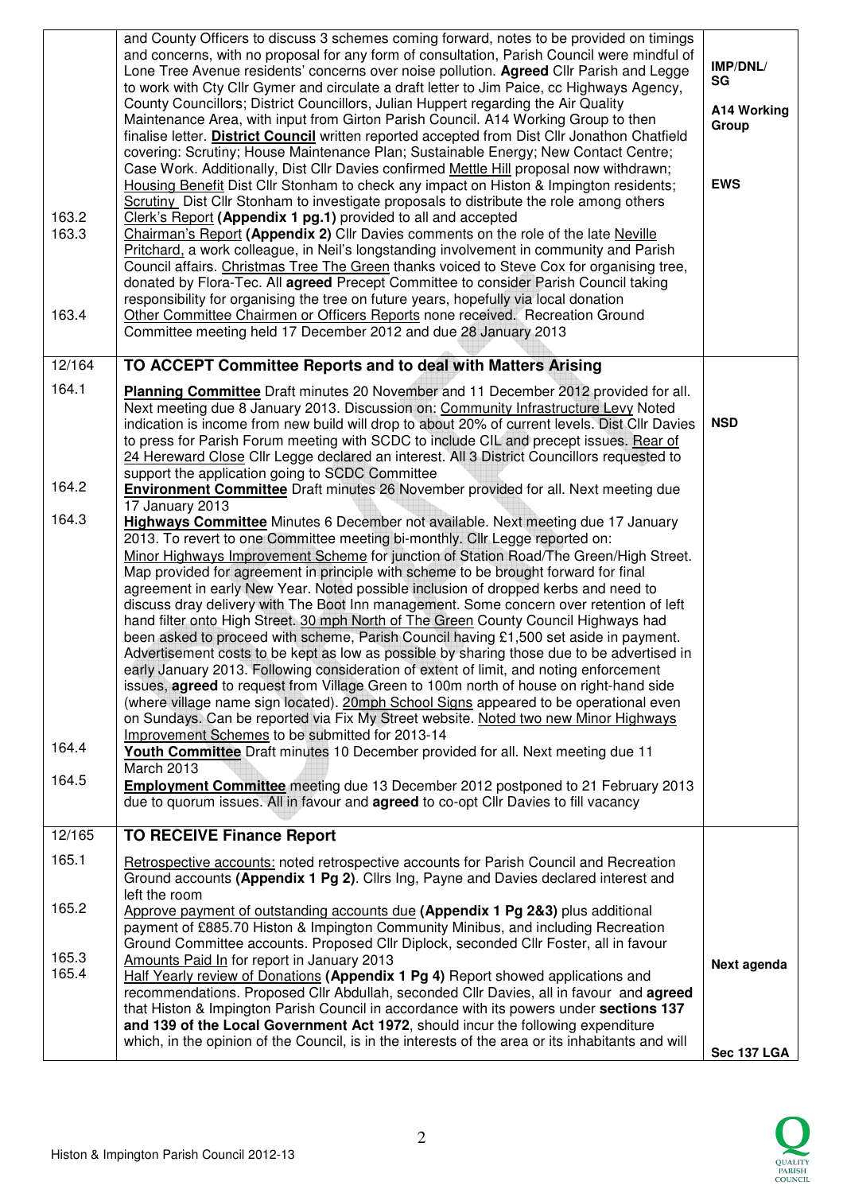| | | |
|---|---|---|
| | and County Officers to discuss 3 schemes coming forward, notes to be provided on timings and concerns, with no proposal for any form of consultation, Parish Council were mindful of Lone Tree Avenue residents' concerns over noise pollution. **Agreed** Cllr Parish and Legge to work with Cty Cllr Gymer and circulate a draft letter to Jim Paice, cc Highways Agency, County Councillors; District Councillors, Julian Huppert regarding the Air Quality Maintenance Area, with input from Girton Parish Council. A14 Working Group to then finalise letter. **District Council** written reported accepted from Dist Cllr Jonathon Chatfield covering: Scrutiny; House Maintenance Plan; Sustainable Energy; New Contact Centre; Case Work. Additionally, Dist Cllr Davies confirmed Mettle Hill proposal now withdrawn; Housing Benefit Dist Cllr Stonham to check any impact on Histon & Impington residents; Scrutiny Dist Cllr Stonham to investigate proposals to distribute the role among others | IMP/DNL/ SG<br><br>A14 Working Group<br><br>EWS |
| 163.2 | Clerk's Report **(Appendix 1 pg.1)** provided to all and accepted | |
| 163.3 | Chairman's Report **(Appendix 2)** Cllr Davies comments on the role of the late Neville Pritchard, a work colleague, in Neil's longstanding involvement in community and Parish Council affairs. Christmas Tree The Green thanks voiced to Steve Cox for organising tree, donated by Flora-Tec. All **agreed** Precept Committee to consider Parish Council taking responsibility for organising the tree on future years, hopefully via local donation | |
| 163.4 | Other Committee Chairmen or Officers Reports none received. Recreation Ground Committee meeting held 17 December 2012 and due 28 January 2013 | |
| **12/164** | **TO ACCEPT Committee Reports and to deal with Matters Arising** | |
| 164.1 | **Planning Committee** Draft minutes 20 November and 11 December 2012 provided for all. Next meeting due 8 January 2013. Discussion on: Community Infrastructure Levy Noted indication is income from new build will drop to about 20% of current levels. Dist Cllr Davies to press for Parish Forum meeting with SCDC to include CIL and precept issues. Rear of 24 Hereward Close Cllr Legge declared an interest. All 3 District Councillors requested to support the application going to SCDC Committee | NSD |
| 164.2 | **Environment Committee** Draft minutes 26 November provided for all. Next meeting due 17 January 2013 | |
| 164.3 | **Highways Committee** Minutes 6 December not available. Next meeting due 17 January 2013. To revert to one Committee meeting bi-monthly. Cllr Legge reported on: Minor Highways Improvement Scheme for junction of Station Road/The Green/High Street. Map provided for agreement in principle with scheme to be brought forward for final agreement in early New Year. Noted possible inclusion of dropped kerbs and need to discuss dray delivery with The Boot Inn management. Some concern over retention of left hand filter onto High Street. 30 mph North of The Green County Council Highways had been asked to proceed with scheme, Parish Council having £1,500 set aside in payment. Advertisement costs to be kept as low as possible by sharing those due to be advertised in early January 2013. Following consideration of extent of limit, and noting enforcement issues, **agreed** to request from Village Green to 100m north of house on right-hand side (where village name sign located). 20mph School Signs appeared to be operational even on Sundays. Can be reported via Fix My Street website. Noted two new Minor Highways Improvement Schemes to be submitted for 2013-14 | |
| 164.4 | **Youth Committee** Draft minutes 10 December provided for all. Next meeting due 11 March 2013 | |
| 164.5 | **Employment Committee** meeting due 13 December 2012 postponed to 21 February 2013 due to quorum issues. All in favour and **agreed** to co-opt Cllr Davies to fill vacancy | |
| **12/165** | **TO RECEIVE Finance Report** | |
| 165.1 | Retrospective accounts: noted retrospective accounts for Parish Council and Recreation Ground accounts **(Appendix 1 Pg 2)**. Cllrs Ing, Payne and Davies declared interest and left the room | |
| 165.2 | Approve payment of outstanding accounts due **(Appendix 1 Pg 2&3)** plus additional payment of £885.70 Histon & Impington Community Minibus, and including Recreation Ground Committee accounts. Proposed Cllr Diplock, seconded Cllr Foster, all in favour | |
| 165.3 | Amounts Paid In for report in January 2013 | Next agenda |
| 165.4 | Half Yearly review of Donations **(Appendix 1 Pg 4)** Report showed applications and recommendations. Proposed Cllr Abdullah, seconded Cllr Davies, all in favour and **agreed** that Histon & Impington Parish Council in accordance with its powers under **sections 137 and 139 of the Local Government Act 1972**, should incur the following expenditure which, in the opinion of the Council, is in the interests of the area or its inhabitants and will | Sec 137 LGA |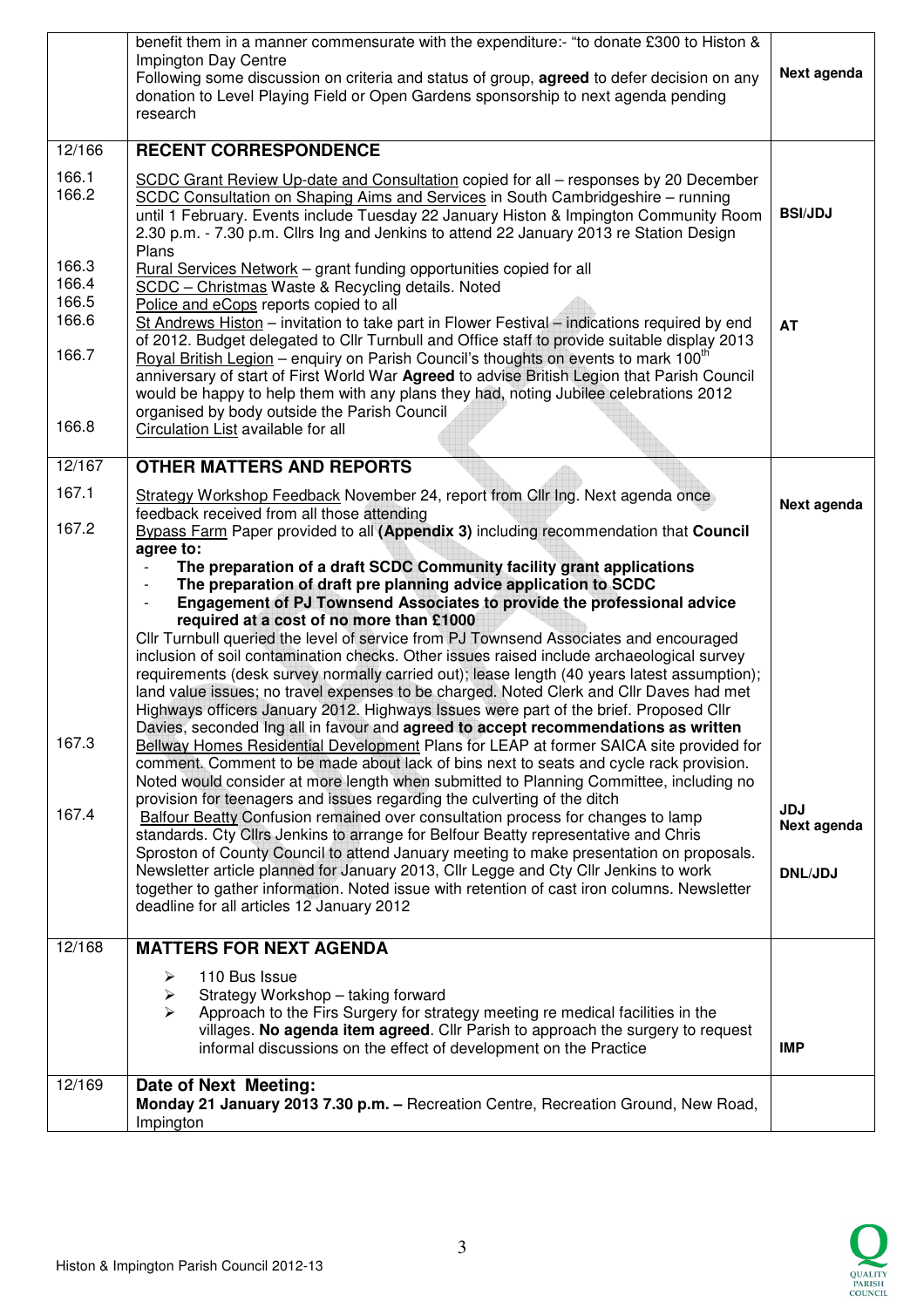| | | |
|---|---|---|
| | benefit them in a manner commensurate with the expenditure:- "to donate £300 to Histon & Impington Day Centre<br>Following some discussion on criteria and status of group, **agreed** to defer decision on any donation to Level Playing Field or Open Gardens sponsorship to next agenda pending research | **Next agenda** |
| 12/166 | **RECENT CORRESPONDENCE** | |
| 166.1<br>166.2 | SCDC Grant Review Up-date and Consultation copied for all – responses by 20 December<br>SCDC Consultation on Shaping Aims and Services in South Cambridgeshire – running until 1 February. Events include Tuesday 22 January Histon & Impington Community Room 2.30 p.m. - 7.30 p.m. Cllrs Ing and Jenkins to attend 22 January 2013 re Station Design Plans | **BSI/JDJ** |
| 166.3<br>166.4<br>166.5<br>166.6 | Rural Services Network – grant funding opportunities copied for all<br>SCDC – Christmas Waste & Recycling details. Noted<br>Police and eCops reports copied to all<br>St Andrews Histon – invitation to take part in Flower Festival – indications required by end of 2012. Budget delegated to Cllr Turnbull and Office staff to provide suitable display 2013 | **AT** |
| 166.7 | Royal British Legion – enquiry on Parish Council's thoughts on events to mark 100th anniversary of start of First World War **Agreed** to advise British Legion that Parish Council would be happy to help them with any plans they had, noting Jubilee celebrations 2012 organised by body outside the Parish Council | |
| 166.8 | Circulation List available for all | |
| 12/167 | **OTHER MATTERS AND REPORTS** | |
| 167.1 | Strategy Workshop Feedback November 24, report from Cllr Ing. Next agenda once feedback received from all those attending | **Next agenda** |
| 167.2 | Bypass Farm Paper provided to all **(Appendix 3)** including recommendation that **Council agree to:**<br>- **The preparation of a draft SCDC Community facility grant applications**<br>- **The preparation of draft pre planning advice application to SCDC**<br>- **Engagement of PJ Townsend Associates to provide the professional advice required at a cost of no more than £1000**<br>Cllr Turnbull queried the level of service from PJ Townsend Associates and encouraged inclusion of soil contamination checks. Other issues raised include archaeological survey requirements (desk survey normally carried out); lease length (40 years latest assumption); land value issues; no travel expenses to be charged. Noted Clerk and Cllr Daves had met Highways officers January 2012. Highways Issues were part of the brief. Proposed Cllr Davies, seconded Ing all in favour and **agreed to accept recommendations as written** | |
| 167.3 | Bellway Homes Residential Development Plans for LEAP at former SAICA site provided for comment. Comment to be made about lack of bins next to seats and cycle rack provision. Noted would consider at more length when submitted to Planning Committee, including no provision for teenagers and issues regarding the culverting of the ditch | |
| 167.4 | Balfour Beatty Confusion remained over consultation process for changes to lamp standards. Cty Cllrs Jenkins to arrange for Belfour Beatty representative and Chris Sproston of County Council to attend January meeting to make presentation on proposals. Newsletter article planned for January 2013, Cllr Legge and Cty Cllr Jenkins to work together to gather information. Noted issue with retention of cast iron columns. Newsletter deadline for all articles 12 January 2012 | **JDJ**<br>**Next agenda**<br><br>**DNL/JDJ** |
| 12/168 | **MATTERS FOR NEXT AGENDA**<br>➤ 110 Bus Issue<br>➤ Strategy Workshop – taking forward<br>➤ Approach to the Firs Surgery for strategy meeting re medical facilities in the villages. **No agenda item agreed**. Cllr Parish to approach the surgery to request informal discussions on the effect of development on the Practice | **IMP** |
| 12/169 | **Date of Next Meeting:**<br>**Monday 21 January 2013 7.30 p.m. –** Recreation Centre, Recreation Ground, New Road, Impington | |